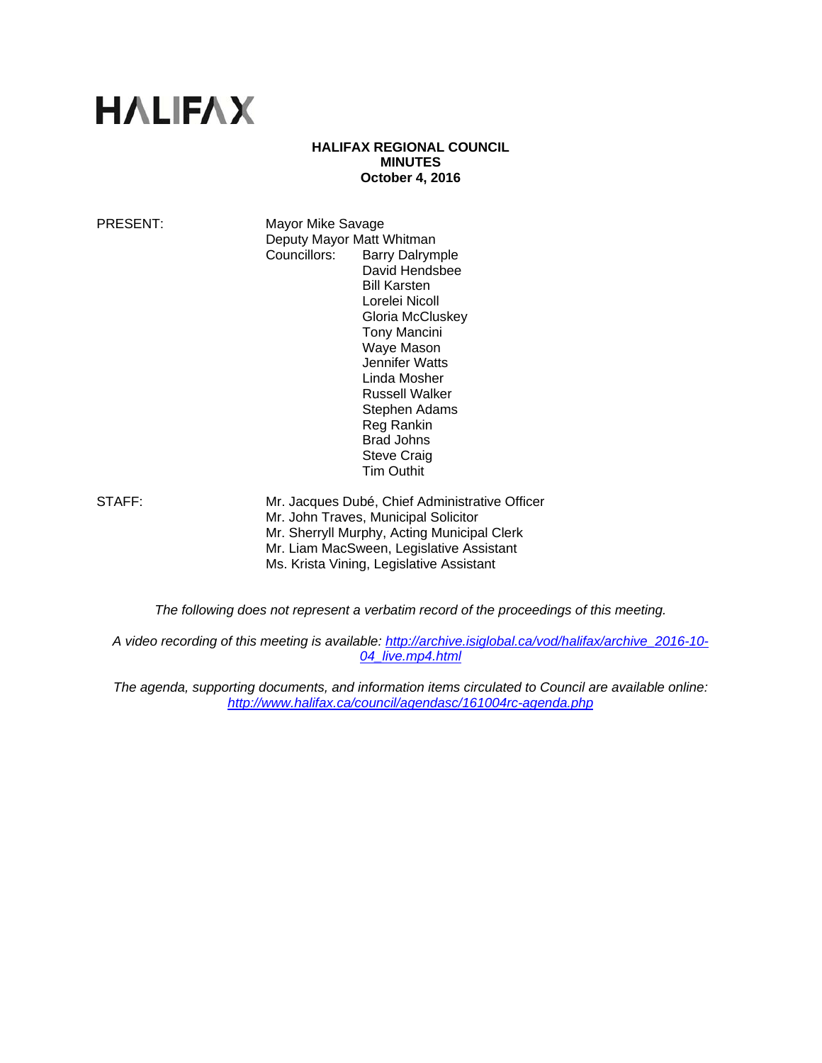# HALIFAX

**HALIFAX REGIONAL COUNCIL**
**MINUTES**
**October 4, 2016**

PRESENT: Mayor Mike Savage
Deputy Mayor Matt Whitman
Councillors: Barry Dalrymple
David Hendsbee
Bill Karsten
Lorelei Nicoll
Gloria McCluskey
Tony Mancini
Waye Mason
Jennifer Watts
Linda Mosher
Russell Walker
Stephen Adams
Reg Rankin
Brad Johns
Steve Craig
Tim Outhit

STAFF: Mr. Jacques Dubé, Chief Administrative Officer
Mr. John Traves, Municipal Solicitor
Mr. Sherryll Murphy, Acting Municipal Clerk
Mr. Liam MacSween, Legislative Assistant
Ms. Krista Vining, Legislative Assistant

*The following does not represent a verbatim record of the proceedings of this meeting.*

*A video recording of this meeting is available: http://archive.isiglobal.ca/vod/halifax/archive_2016-10-04_live.mp4.html*

*The agenda, supporting documents, and information items circulated to Council are available online: http://www.halifax.ca/council/agendasc/161004rc-agenda.php*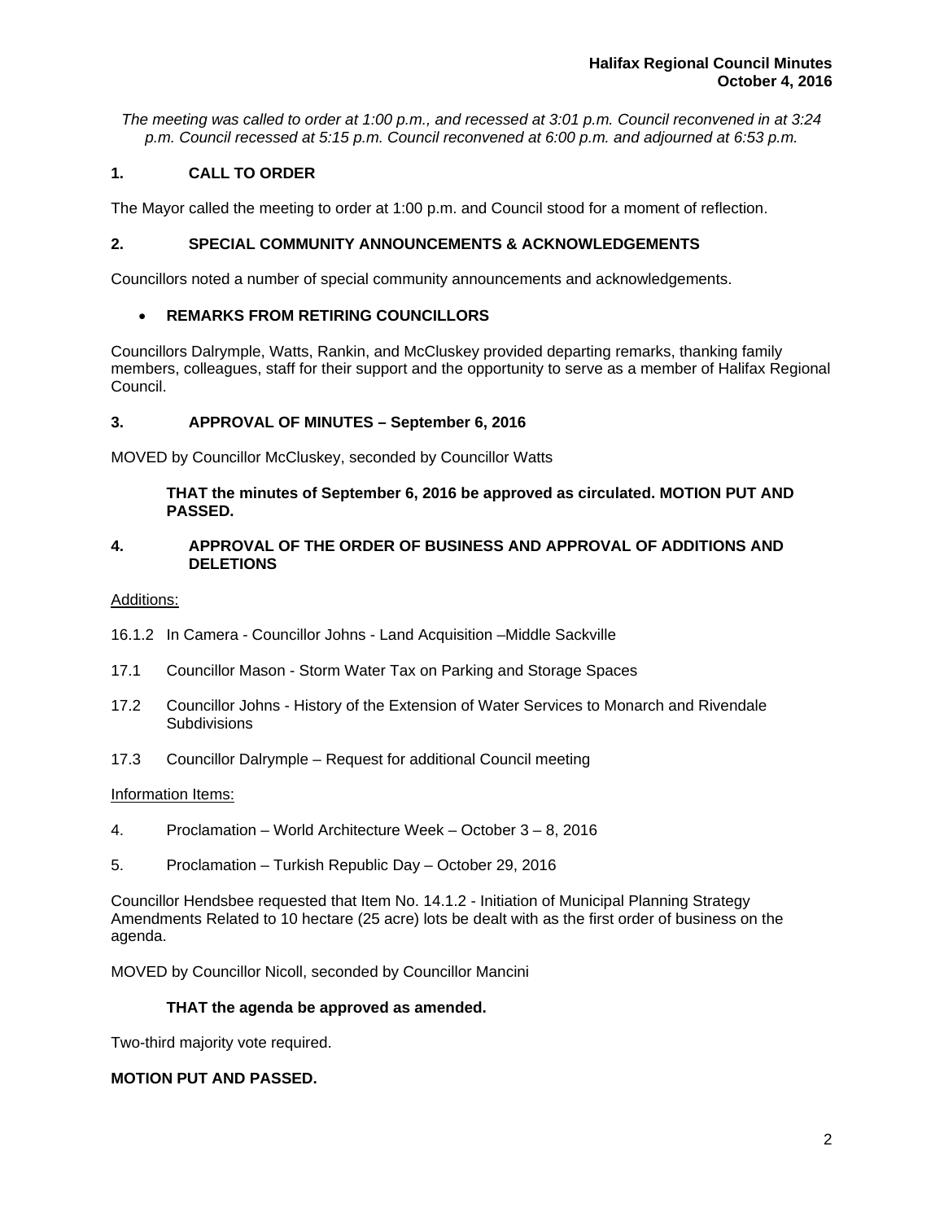*The meeting was called to order at 1:00 p.m., and recessed at 3:01 p.m. Council reconvened in at 3:24 p.m. Council recessed at 5:15 p.m. Council reconvened at 6:00 p.m. and adjourned at 6:53 p.m.*

## 1. CALL TO ORDER

The Mayor called the meeting to order at 1:00 p.m. and Council stood for a moment of reflection.

## 2. SPECIAL COMMUNITY ANNOUNCEMENTS & ACKNOWLEDGEMENTS

Councillors noted a number of special community announcements and acknowledgements.

- **REMARKS FROM RETIRING COUNCILLORS**

Councillors Dalrymple, Watts, Rankin, and McCluskey provided departing remarks, thanking family members, colleagues, staff for their support and the opportunity to serve as a member of Halifax Regional Council.

## 3. APPROVAL OF MINUTES – September 6, 2016

MOVED by Councillor McCluskey, seconded by Councillor Watts

> **THAT the minutes of September 6, 2016 be approved as circulated. MOTION PUT AND PASSED.**

## 4. APPROVAL OF THE ORDER OF BUSINESS AND APPROVAL OF ADDITIONS AND DELETIONS

Additions:

16.1.2 In Camera - Councillor Johns - Land Acquisition –Middle Sackville

17.1 Councillor Mason - Storm Water Tax on Parking and Storage Spaces

17.2 Councillor Johns - History of the Extension of Water Services to Monarch and Rivendale Subdivisions

17.3 Councillor Dalrymple – Request for additional Council meeting

Information Items:

4. Proclamation – World Architecture Week – October 3 – 8, 2016

5. Proclamation – Turkish Republic Day – October 29, 2016

Councillor Hendsbee requested that Item No. 14.1.2 - Initiation of Municipal Planning Strategy Amendments Related to 10 hectare (25 acre) lots be dealt with as the first order of business on the agenda.

MOVED by Councillor Nicoll, seconded by Councillor Mancini

> **THAT the agenda be approved as amended.**

Two-third majority vote required.

**MOTION PUT AND PASSED.**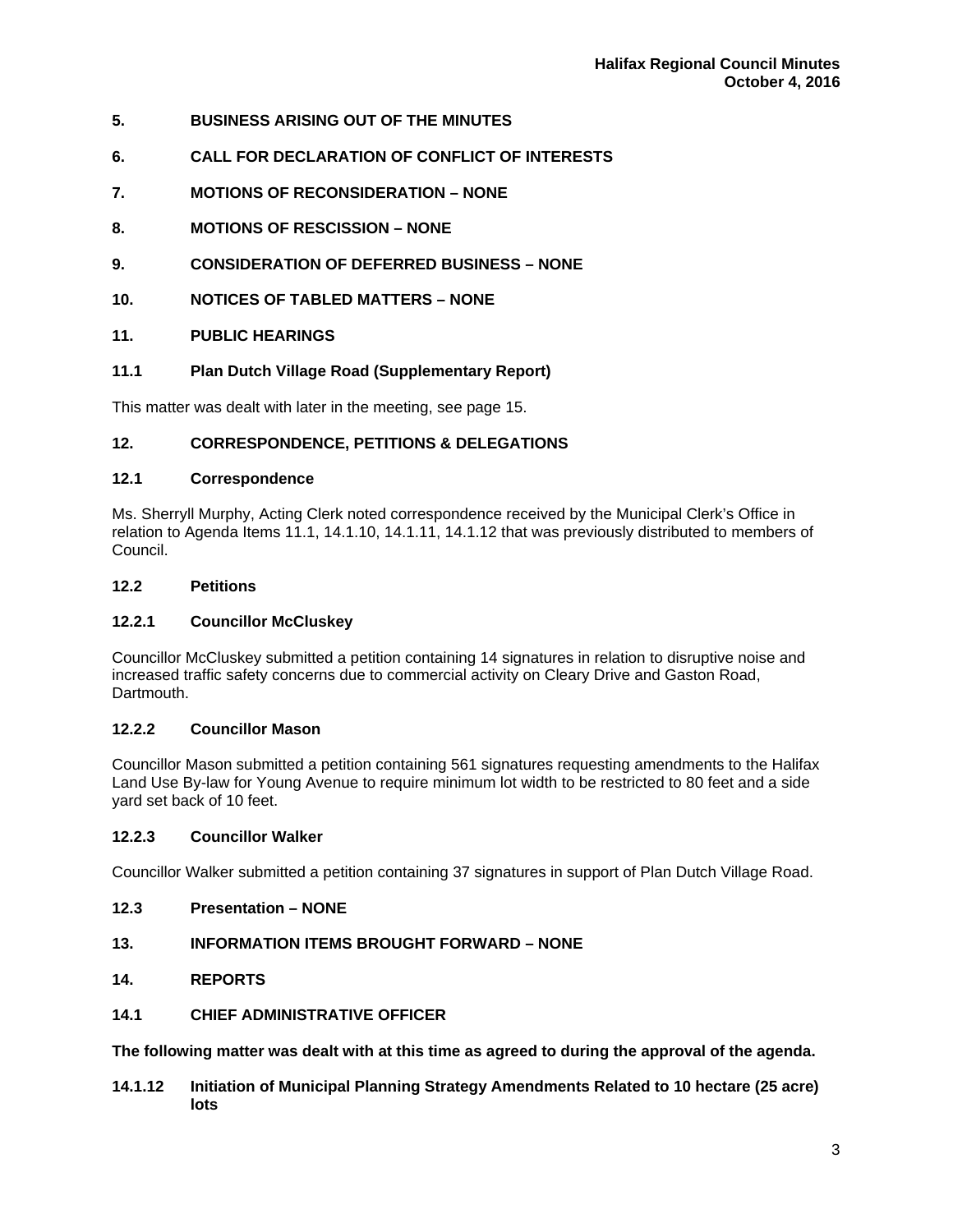## 5. BUSINESS ARISING OUT OF THE MINUTES

## 6. CALL FOR DECLARATION OF CONFLICT OF INTERESTS

## 7. MOTIONS OF RECONSIDERATION – NONE

## 8. MOTIONS OF RESCISSION – NONE

## 9. CONSIDERATION OF DEFERRED BUSINESS – NONE

## 10. NOTICES OF TABLED MATTERS – NONE

## 11. PUBLIC HEARINGS

### 11.1 Plan Dutch Village Road (Supplementary Report)

This matter was dealt with later in the meeting, see page 15.

## 12. CORRESPONDENCE, PETITIONS & DELEGATIONS

### 12.1 Correspondence

Ms. Sherryll Murphy, Acting Clerk noted correspondence received by the Municipal Clerk's Office in relation to Agenda Items 11.1, 14.1.10, 14.1.11, 14.1.12 that was previously distributed to members of Council.

### 12.2 Petitions

#### 12.2.1 Councillor McCluskey

Councillor McCluskey submitted a petition containing 14 signatures in relation to disruptive noise and increased traffic safety concerns due to commercial activity on Cleary Drive and Gaston Road, Dartmouth.

#### 12.2.2 Councillor Mason

Councillor Mason submitted a petition containing 561 signatures requesting amendments to the Halifax Land Use By-law for Young Avenue to require minimum lot width to be restricted to 80 feet and a side yard set back of 10 feet.

#### 12.2.3 Councillor Walker

Councillor Walker submitted a petition containing 37 signatures in support of Plan Dutch Village Road.

### 12.3 Presentation – NONE

## 13. INFORMATION ITEMS BROUGHT FORWARD – NONE

## 14. REPORTS

### 14.1 CHIEF ADMINISTRATIVE OFFICER

**The following matter was dealt with at this time as agreed to during the approval of the agenda.**

#### 14.1.12 Initiation of Municipal Planning Strategy Amendments Related to 10 hectare (25 acre) lots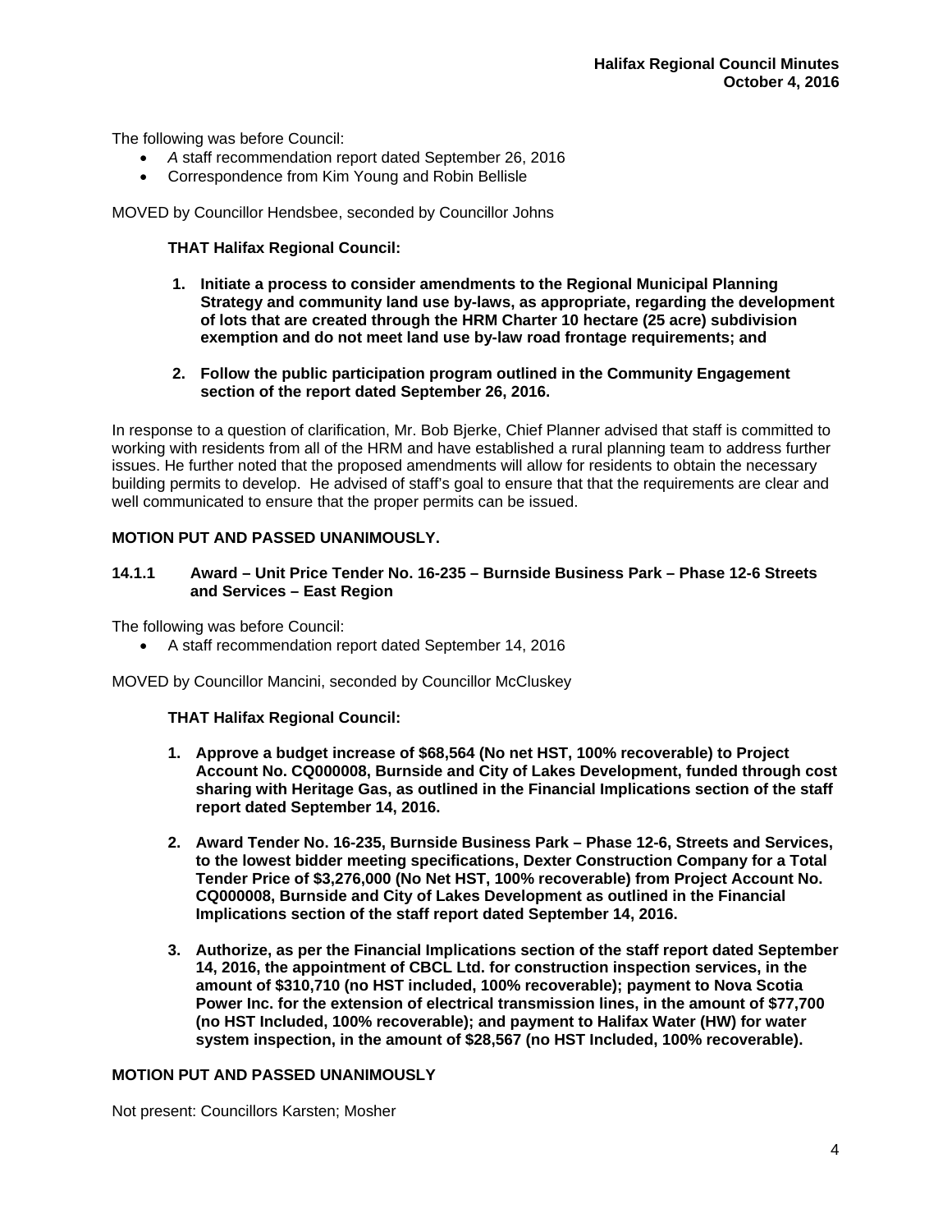The following was before Council:

- *A* staff recommendation report dated September 26, 2016
- Correspondence from Kim Young and Robin Bellisle

MOVED by Councillor Hendsbee, seconded by Councillor Johns

**THAT Halifax Regional Council:**

1. **Initiate a process to consider amendments to the Regional Municipal Planning Strategy and community land use by-laws, as appropriate, regarding the development of lots that are created through the HRM Charter 10 hectare (25 acre) subdivision exemption and do not meet land use by-law road frontage requirements; and**
2. **Follow the public participation program outlined in the Community Engagement section of the report dated September 26, 2016.**

In response to a question of clarification, Mr. Bob Bjerke, Chief Planner advised that staff is committed to working with residents from all of the HRM and have established a rural planning team to address further issues. He further noted that the proposed amendments will allow for residents to obtain the necessary building permits to develop. He advised of staff's goal to ensure that that the requirements are clear and well communicated to ensure that the proper permits can be issued.

**MOTION PUT AND PASSED UNANIMOUSLY.**

### 14.1.1 Award – Unit Price Tender No. 16-235 – Burnside Business Park – Phase 12-6 Streets and Services – East Region

The following was before Council:

- A staff recommendation report dated September 14, 2016

MOVED by Councillor Mancini, seconded by Councillor McCluskey

**THAT Halifax Regional Council:**

1. **Approve a budget increase of $68,564 (No net HST, 100% recoverable) to Project Account No. CQ000008, Burnside and City of Lakes Development, funded through cost sharing with Heritage Gas, as outlined in the Financial Implications section of the staff report dated September 14, 2016.**
2. **Award Tender No. 16-235, Burnside Business Park – Phase 12-6, Streets and Services, to the lowest bidder meeting specifications, Dexter Construction Company for a Total Tender Price of $3,276,000 (No Net HST, 100% recoverable) from Project Account No. CQ000008, Burnside and City of Lakes Development as outlined in the Financial Implications section of the staff report dated September 14, 2016.**
3. **Authorize, as per the Financial Implications section of the staff report dated September 14, 2016, the appointment of CBCL Ltd. for construction inspection services, in the amount of $310,710 (no HST included, 100% recoverable); payment to Nova Scotia Power Inc. for the extension of electrical transmission lines, in the amount of $77,700 (no HST Included, 100% recoverable); and payment to Halifax Water (HW) for water system inspection, in the amount of $28,567 (no HST Included, 100% recoverable).**

**MOTION PUT AND PASSED UNANIMOUSLY**

Not present: Councillors Karsten; Mosher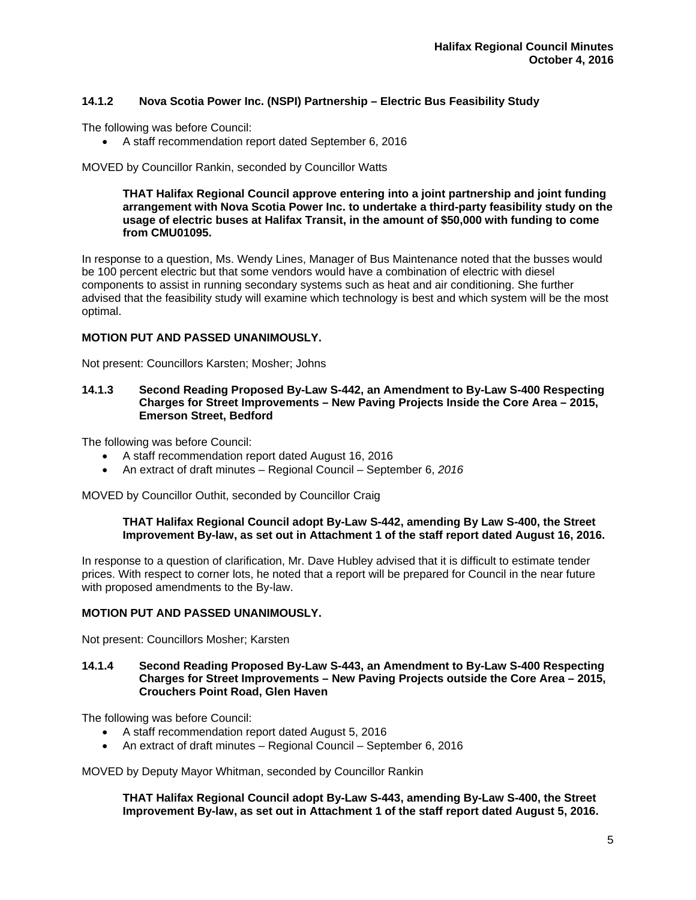### 14.1.2 Nova Scotia Power Inc. (NSPI) Partnership – Electric Bus Feasibility Study

The following was before Council:

- A staff recommendation report dated September 6, 2016

MOVED by Councillor Rankin, seconded by Councillor Watts

> **THAT Halifax Regional Council approve entering into a joint partnership and joint funding arrangement with Nova Scotia Power Inc. to undertake a third-party feasibility study on the usage of electric buses at Halifax Transit, in the amount of $50,000 with funding to come from CMU01095.**

In response to a question, Ms. Wendy Lines, Manager of Bus Maintenance noted that the busses would be 100 percent electric but that some vendors would have a combination of electric with diesel components to assist in running secondary systems such as heat and air conditioning. She further advised that the feasibility study will examine which technology is best and which system will be the most optimal.

**MOTION PUT AND PASSED UNANIMOUSLY.**

Not present: Councillors Karsten; Mosher; Johns

### 14.1.3 Second Reading Proposed By-Law S-442, an Amendment to By-Law S-400 Respecting Charges for Street Improvements – New Paving Projects Inside the Core Area – 2015, Emerson Street, Bedford

The following was before Council:

- A staff recommendation report dated August 16, 2016
- An extract of draft minutes – Regional Council – September 6, *2016*

MOVED by Councillor Outhit, seconded by Councillor Craig

> **THAT Halifax Regional Council adopt By-Law S-442, amending By Law S-400, the Street Improvement By-law, as set out in Attachment 1 of the staff report dated August 16, 2016.**

In response to a question of clarification, Mr. Dave Hubley advised that it is difficult to estimate tender prices. With respect to corner lots, he noted that a report will be prepared for Council in the near future with proposed amendments to the By-law.

**MOTION PUT AND PASSED UNANIMOUSLY.**

Not present: Councillors Mosher; Karsten

### 14.1.4 Second Reading Proposed By-Law S-443, an Amendment to By-Law S-400 Respecting Charges for Street Improvements – New Paving Projects outside the Core Area – 2015, Crouchers Point Road, Glen Haven

The following was before Council:

- A staff recommendation report dated August 5, 2016
- An extract of draft minutes – Regional Council – September 6, 2016

MOVED by Deputy Mayor Whitman, seconded by Councillor Rankin

> **THAT Halifax Regional Council adopt By-Law S-443, amending By-Law S-400, the Street Improvement By-law, as set out in Attachment 1 of the staff report dated August 5, 2016.**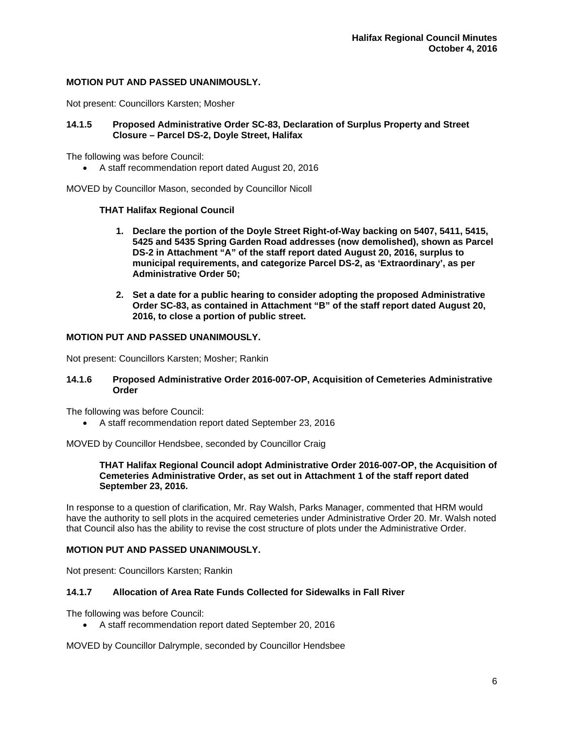**MOTION PUT AND PASSED UNANIMOUSLY.**

Not present: Councillors Karsten; Mosher

### 14.1.5 Proposed Administrative Order SC-83, Declaration of Surplus Property and Street Closure – Parcel DS-2, Doyle Street, Halifax

The following was before Council:

- A staff recommendation report dated August 20, 2016

MOVED by Councillor Mason, seconded by Councillor Nicoll

**THAT Halifax Regional Council**

1. **Declare the portion of the Doyle Street Right-of-Way backing on 5407, 5411, 5415, 5425 and 5435 Spring Garden Road addresses (now demolished), shown as Parcel DS-2 in Attachment "A" of the staff report dated August 20, 2016, surplus to municipal requirements, and categorize Parcel DS-2, as 'Extraordinary', as per Administrative Order 50;**

2. **Set a date for a public hearing to consider adopting the proposed Administrative Order SC-83, as contained in Attachment "B" of the staff report dated August 20, 2016, to close a portion of public street.**

**MOTION PUT AND PASSED UNANIMOUSLY.**

Not present: Councillors Karsten; Mosher; Rankin

### 14.1.6 Proposed Administrative Order 2016-007-OP, Acquisition of Cemeteries Administrative Order

The following was before Council:

- A staff recommendation report dated September 23, 2016

MOVED by Councillor Hendsbee, seconded by Councillor Craig

**THAT Halifax Regional Council adopt Administrative Order 2016-007-OP, the Acquisition of Cemeteries Administrative Order, as set out in Attachment 1 of the staff report dated September 23, 2016.**

In response to a question of clarification, Mr. Ray Walsh, Parks Manager, commented that HRM would have the authority to sell plots in the acquired cemeteries under Administrative Order 20. Mr. Walsh noted that Council also has the ability to revise the cost structure of plots under the Administrative Order.

**MOTION PUT AND PASSED UNANIMOUSLY.**

Not present: Councillors Karsten; Rankin

### 14.1.7 Allocation of Area Rate Funds Collected for Sidewalks in Fall River

The following was before Council:

- A staff recommendation report dated September 20, 2016

MOVED by Councillor Dalrymple, seconded by Councillor Hendsbee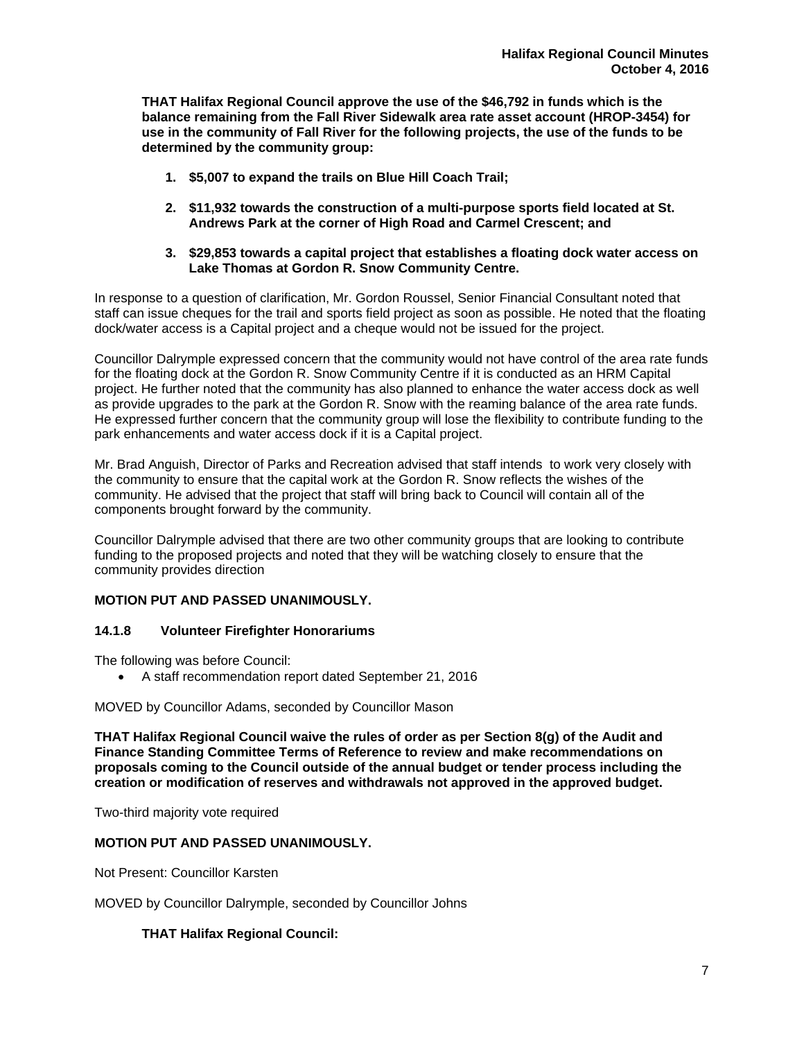**THAT Halifax Regional Council approve the use of the $46,792 in funds which is the balance remaining from the Fall River Sidewalk area rate asset account (HROP-3454) for use in the community of Fall River for the following projects, the use of the funds to be determined by the community group:**

1. **$5,007 to expand the trails on Blue Hill Coach Trail;**
2. **$11,932 towards the construction of a multi-purpose sports field located at St. Andrews Park at the corner of High Road and Carmel Crescent; and**
3. **$29,853 towards a capital project that establishes a floating dock water access on Lake Thomas at Gordon R. Snow Community Centre.**

In response to a question of clarification, Mr. Gordon Roussel, Senior Financial Consultant noted that staff can issue cheques for the trail and sports field project as soon as possible. He noted that the floating dock/water access is a Capital project and a cheque would not be issued for the project.

Councillor Dalrymple expressed concern that the community would not have control of the area rate funds for the floating dock at the Gordon R. Snow Community Centre if it is conducted as an HRM Capital project. He further noted that the community has also planned to enhance the water access dock as well as provide upgrades to the park at the Gordon R. Snow with the reaming balance of the area rate funds. He expressed further concern that the community group will lose the flexibility to contribute funding to the park enhancements and water access dock if it is a Capital project.

Mr. Brad Anguish, Director of Parks and Recreation advised that staff intends to work very closely with the community to ensure that the capital work at the Gordon R. Snow reflects the wishes of the community. He advised that the project that staff will bring back to Council will contain all of the components brought forward by the community.

Councillor Dalrymple advised that there are two other community groups that are looking to contribute funding to the proposed projects and noted that they will be watching closely to ensure that the community provides direction

**MOTION PUT AND PASSED UNANIMOUSLY.**

### 14.1.8 Volunteer Firefighter Honorariums

The following was before Council:

- A staff recommendation report dated September 21, 2016

MOVED by Councillor Adams, seconded by Councillor Mason

**THAT Halifax Regional Council waive the rules of order as per Section 8(g) of the Audit and Finance Standing Committee Terms of Reference to review and make recommendations on proposals coming to the Council outside of the annual budget or tender process including the creation or modification of reserves and withdrawals not approved in the approved budget.**

Two-third majority vote required

**MOTION PUT AND PASSED UNANIMOUSLY.**

Not Present: Councillor Karsten

MOVED by Councillor Dalrymple, seconded by Councillor Johns

**THAT Halifax Regional Council:**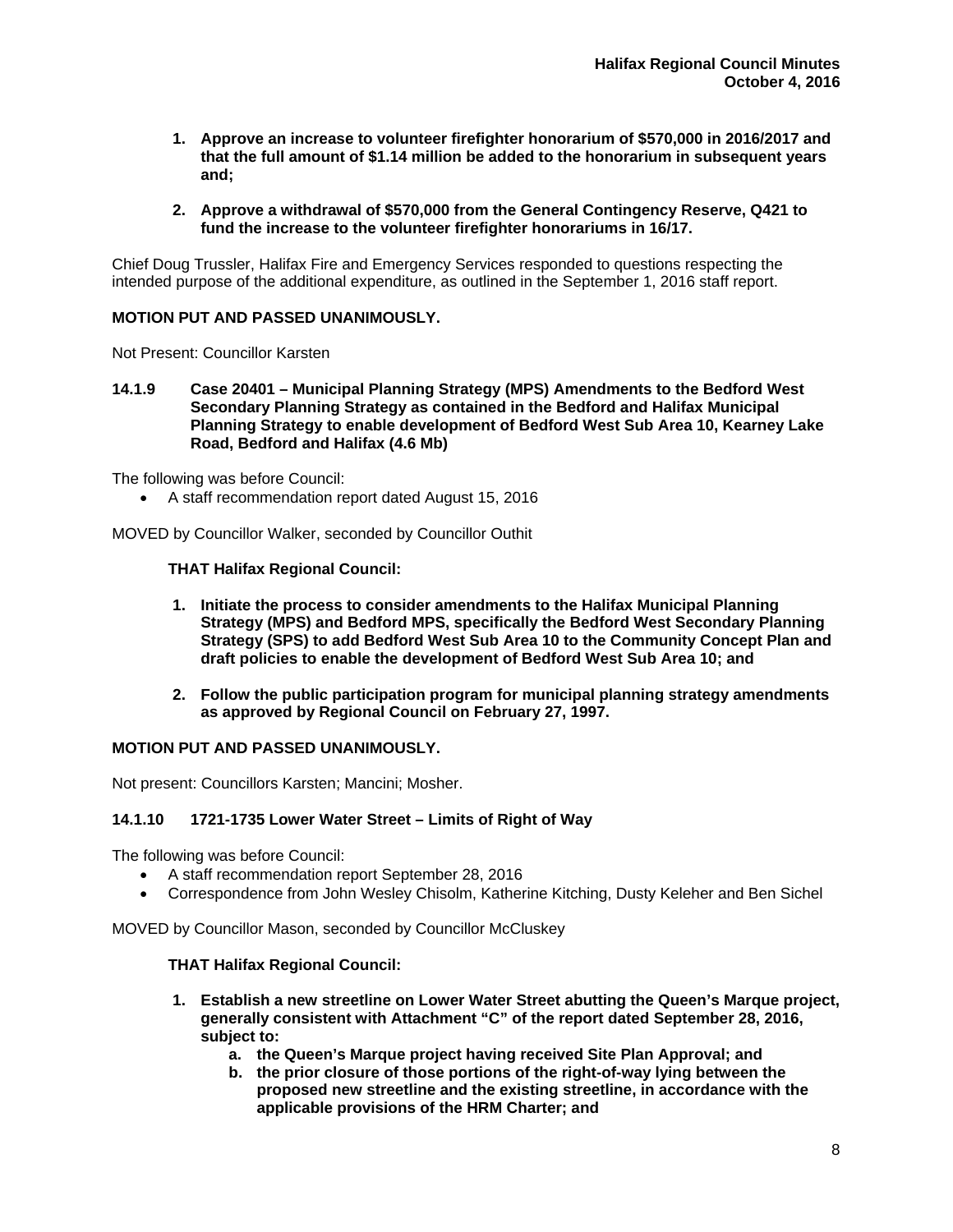1. **Approve an increase to volunteer firefighter honorarium of $570,000 in 2016/2017 and that the full amount of $1.14 million be added to the honorarium in subsequent years and;**

2. **Approve a withdrawal of $570,000 from the General Contingency Reserve, Q421 to fund the increase to the volunteer firefighter honorariums in 16/17.**

Chief Doug Trussler, Halifax Fire and Emergency Services responded to questions respecting the intended purpose of the additional expenditure, as outlined in the September 1, 2016 staff report.

**MOTION PUT AND PASSED UNANIMOUSLY.**

Not Present: Councillor Karsten

**14.1.9 Case 20401 – Municipal Planning Strategy (MPS) Amendments to the Bedford West Secondary Planning Strategy as contained in the Bedford and Halifax Municipal Planning Strategy to enable development of Bedford West Sub Area 10, Kearney Lake Road, Bedford and Halifax (4.6 Mb)**

The following was before Council:

- A staff recommendation report dated August 15, 2016

MOVED by Councillor Walker, seconded by Councillor Outhit

**THAT Halifax Regional Council:**

1. **Initiate the process to consider amendments to the Halifax Municipal Planning Strategy (MPS) and Bedford MPS, specifically the Bedford West Secondary Planning Strategy (SPS) to add Bedford West Sub Area 10 to the Community Concept Plan and draft policies to enable the development of Bedford West Sub Area 10; and**

2. **Follow the public participation program for municipal planning strategy amendments as approved by Regional Council on February 27, 1997.**

**MOTION PUT AND PASSED UNANIMOUSLY.**

Not present: Councillors Karsten; Mancini; Mosher.

**14.1.10 1721-1735 Lower Water Street – Limits of Right of Way**

The following was before Council:

- A staff recommendation report September 28, 2016
- Correspondence from John Wesley Chisolm, Katherine Kitching, Dusty Keleher and Ben Sichel

MOVED by Councillor Mason, seconded by Councillor McCluskey

**THAT Halifax Regional Council:**

1. **Establish a new streetline on Lower Water Street abutting the Queen's Marque project, generally consistent with Attachment "C" of the report dated September 28, 2016, subject to:**
   a. **the Queen's Marque project having received Site Plan Approval; and**
   b. **the prior closure of those portions of the right-of-way lying between the proposed new streetline and the existing streetline, in accordance with the applicable provisions of the HRM Charter; and**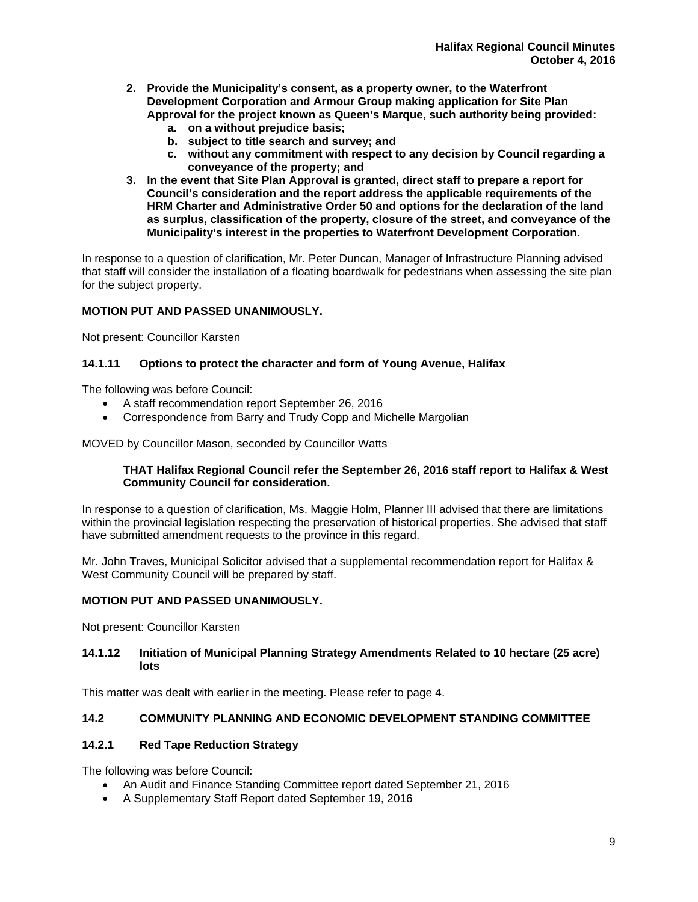2. **Provide the Municipality's consent, as a property owner, to the Waterfront Development Corporation and Armour Group making application for Site Plan Approval for the project known as Queen's Marque, such authority being provided:**
    a. **on a without prejudice basis;**
    b. **subject to title search and survey; and**
    c. **without any commitment with respect to any decision by Council regarding a conveyance of the property; and**
3. **In the event that Site Plan Approval is granted, direct staff to prepare a report for Council's consideration and the report address the applicable requirements of the HRM Charter and Administrative Order 50 and options for the declaration of the land as surplus, classification of the property, closure of the street, and conveyance of the Municipality's interest in the properties to Waterfront Development Corporation.**

In response to a question of clarification, Mr. Peter Duncan, Manager of Infrastructure Planning advised that staff will consider the installation of a floating boardwalk for pedestrians when assessing the site plan for the subject property.

**MOTION PUT AND PASSED UNANIMOUSLY.**

Not present: Councillor Karsten

### 14.1.11 Options to protect the character and form of Young Avenue, Halifax

The following was before Council:

- A staff recommendation report September 26, 2016
- Correspondence from Barry and Trudy Copp and Michelle Margolian

MOVED by Councillor Mason, seconded by Councillor Watts

> **THAT Halifax Regional Council refer the September 26, 2016 staff report to Halifax & West Community Council for consideration.**

In response to a question of clarification, Ms. Maggie Holm, Planner III advised that there are limitations within the provincial legislation respecting the preservation of historical properties. She advised that staff have submitted amendment requests to the province in this regard.

Mr. John Traves, Municipal Solicitor advised that a supplemental recommendation report for Halifax & West Community Council will be prepared by staff.

**MOTION PUT AND PASSED UNANIMOUSLY.**

Not present: Councillor Karsten

### 14.1.12 Initiation of Municipal Planning Strategy Amendments Related to 10 hectare (25 acre) lots

This matter was dealt with earlier in the meeting. Please refer to page 4.

## 14.2 COMMUNITY PLANNING AND ECONOMIC DEVELOPMENT STANDING COMMITTEE

### 14.2.1 Red Tape Reduction Strategy

The following was before Council:

- An Audit and Finance Standing Committee report dated September 21, 2016
- A Supplementary Staff Report dated September 19, 2016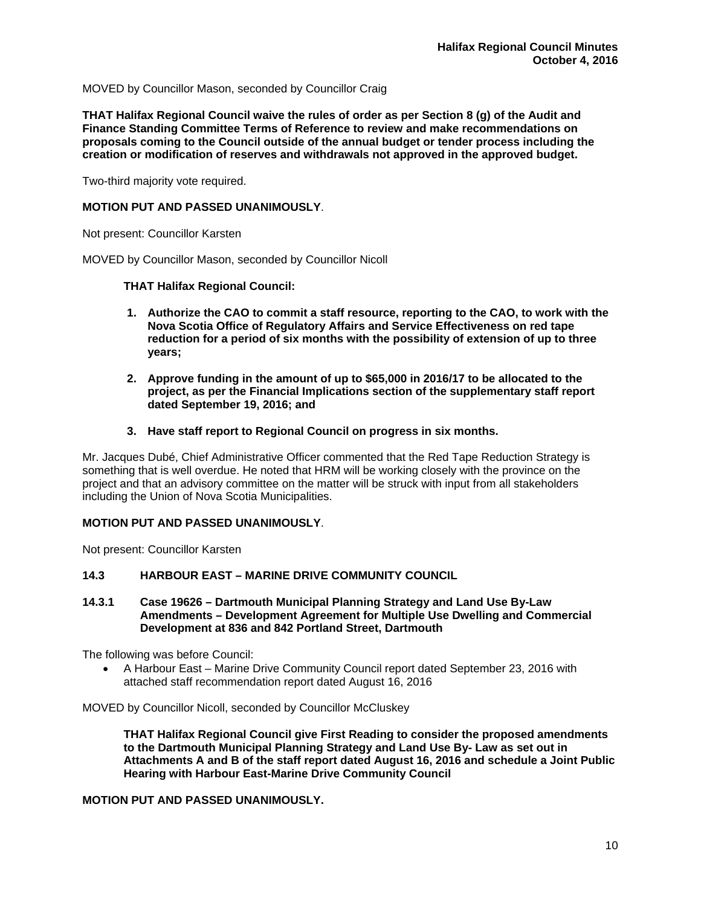MOVED by Councillor Mason, seconded by Councillor Craig

**THAT Halifax Regional Council waive the rules of order as per Section 8 (g) of the Audit and Finance Standing Committee Terms of Reference to review and make recommendations on proposals coming to the Council outside of the annual budget or tender process including the creation or modification of reserves and withdrawals not approved in the approved budget.**

Two-third majority vote required.

**MOTION PUT AND PASSED UNANIMOUSLY**.

Not present: Councillor Karsten

MOVED by Councillor Mason, seconded by Councillor Nicoll

**THAT Halifax Regional Council:**

1. **Authorize the CAO to commit a staff resource, reporting to the CAO, to work with the Nova Scotia Office of Regulatory Affairs and Service Effectiveness on red tape reduction for a period of six months with the possibility of extension of up to three years;**
2. **Approve funding in the amount of up to $65,000 in 2016/17 to be allocated to the project, as per the Financial Implications section of the supplementary staff report dated September 19, 2016; and**
3. **Have staff report to Regional Council on progress in six months.**

Mr. Jacques Dubé, Chief Administrative Officer commented that the Red Tape Reduction Strategy is something that is well overdue. He noted that HRM will be working closely with the province on the project and that an advisory committee on the matter will be struck with input from all stakeholders including the Union of Nova Scotia Municipalities.

**MOTION PUT AND PASSED UNANIMOUSLY**.

Not present: Councillor Karsten

### 14.3 HARBOUR EAST – MARINE DRIVE COMMUNITY COUNCIL

#### 14.3.1 Case 19626 – Dartmouth Municipal Planning Strategy and Land Use By-Law Amendments – Development Agreement for Multiple Use Dwelling and Commercial Development at 836 and 842 Portland Street, Dartmouth

The following was before Council:

- A Harbour East – Marine Drive Community Council report dated September 23, 2016 with attached staff recommendation report dated August 16, 2016

MOVED by Councillor Nicoll, seconded by Councillor McCluskey

**THAT Halifax Regional Council give First Reading to consider the proposed amendments to the Dartmouth Municipal Planning Strategy and Land Use By- Law as set out in Attachments A and B of the staff report dated August 16, 2016 and schedule a Joint Public Hearing with Harbour East-Marine Drive Community Council**

**MOTION PUT AND PASSED UNANIMOUSLY.**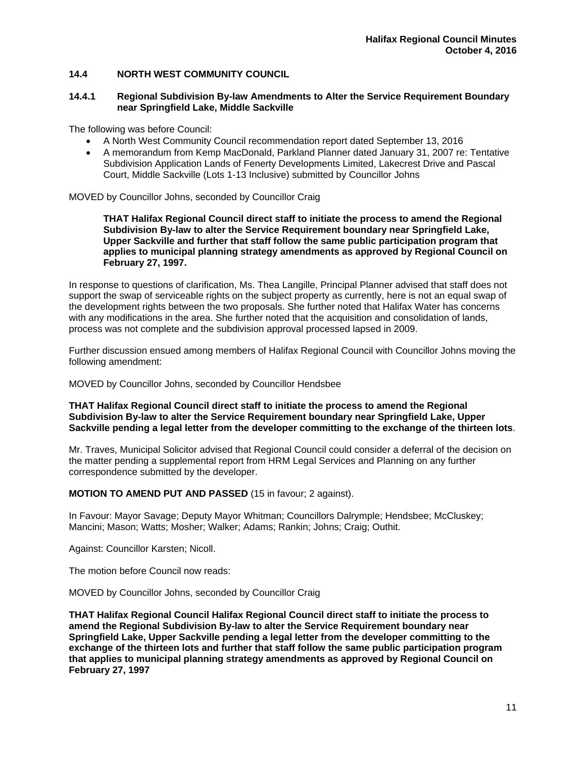### 14.4 NORTH WEST COMMUNITY COUNCIL

#### 14.4.1 Regional Subdivision By-law Amendments to Alter the Service Requirement Boundary near Springfield Lake, Middle Sackville

The following was before Council:

- A North West Community Council recommendation report dated September 13, 2016
- A memorandum from Kemp MacDonald, Parkland Planner dated January 31, 2007 re: Tentative Subdivision Application Lands of Fenerty Developments Limited, Lakecrest Drive and Pascal Court, Middle Sackville (Lots 1-13 Inclusive) submitted by Councillor Johns

MOVED by Councillor Johns, seconded by Councillor Craig

> **THAT Halifax Regional Council direct staff to initiate the process to amend the Regional Subdivision By-law to alter the Service Requirement boundary near Springfield Lake, Upper Sackville and further that staff follow the same public participation program that applies to municipal planning strategy amendments as approved by Regional Council on February 27, 1997.**

In response to questions of clarification, Ms. Thea Langille, Principal Planner advised that staff does not support the swap of serviceable rights on the subject property as currently, here is not an equal swap of the development rights between the two proposals. She further noted that Halifax Water has concerns with any modifications in the area. She further noted that the acquisition and consolidation of lands, process was not complete and the subdivision approval processed lapsed in 2009.

Further discussion ensued among members of Halifax Regional Council with Councillor Johns moving the following amendment:

MOVED by Councillor Johns, seconded by Councillor Hendsbee

**THAT Halifax Regional Council direct staff to initiate the process to amend the Regional Subdivision By-law to alter the Service Requirement boundary near Springfield Lake, Upper Sackville pending a legal letter from the developer committing to the exchange of the thirteen lots**.

Mr. Traves, Municipal Solicitor advised that Regional Council could consider a deferral of the decision on the matter pending a supplemental report from HRM Legal Services and Planning on any further correspondence submitted by the developer.

**MOTION TO AMEND PUT AND PASSED** (15 in favour; 2 against).

In Favour: Mayor Savage; Deputy Mayor Whitman; Councillors Dalrymple; Hendsbee; McCluskey; Mancini; Mason; Watts; Mosher; Walker; Adams; Rankin; Johns; Craig; Outhit.

Against: Councillor Karsten; Nicoll.

The motion before Council now reads:

MOVED by Councillor Johns, seconded by Councillor Craig

**THAT Halifax Regional Council Halifax Regional Council direct staff to initiate the process to amend the Regional Subdivision By-law to alter the Service Requirement boundary near Springfield Lake, Upper Sackville pending a legal letter from the developer committing to the exchange of the thirteen lots and further that staff follow the same public participation program that applies to municipal planning strategy amendments as approved by Regional Council on February 27, 1997**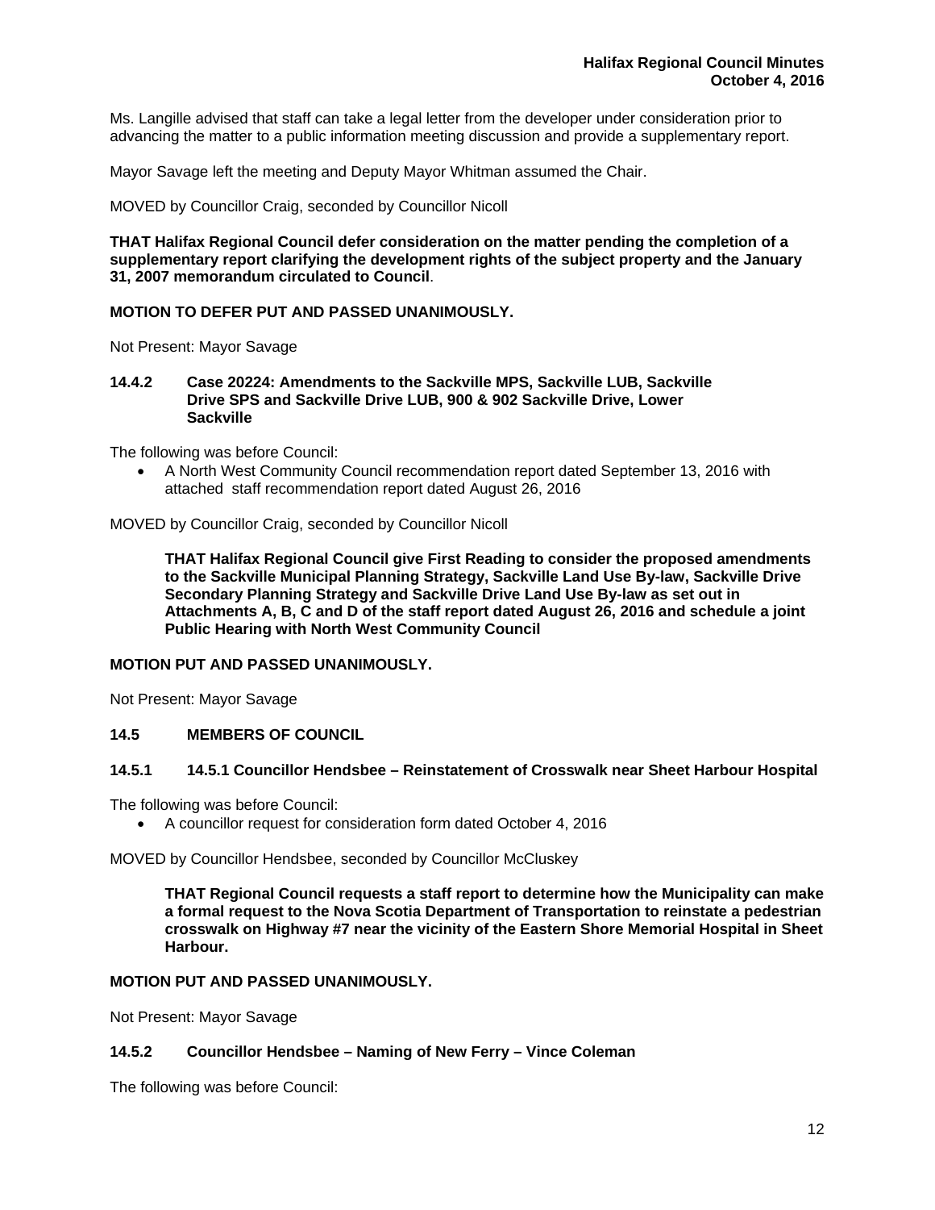Ms. Langille advised that staff can take a legal letter from the developer under consideration prior to advancing the matter to a public information meeting discussion and provide a supplementary report.

Mayor Savage left the meeting and Deputy Mayor Whitman assumed the Chair.

MOVED by Councillor Craig, seconded by Councillor Nicoll

**THAT Halifax Regional Council defer consideration on the matter pending the completion of a supplementary report clarifying the development rights of the subject property and the January 31, 2007 memorandum circulated to Council**.

**MOTION TO DEFER PUT AND PASSED UNANIMOUSLY.**

Not Present: Mayor Savage

### 14.4.2 Case 20224: Amendments to the Sackville MPS, Sackville LUB, Sackville Drive SPS and Sackville Drive LUB, 900 & 902 Sackville Drive, Lower Sackville

The following was before Council:

- A North West Community Council recommendation report dated September 13, 2016 with attached staff recommendation report dated August 26, 2016

MOVED by Councillor Craig, seconded by Councillor Nicoll

> **THAT Halifax Regional Council give First Reading to consider the proposed amendments to the Sackville Municipal Planning Strategy, Sackville Land Use By-law, Sackville Drive Secondary Planning Strategy and Sackville Drive Land Use By-law as set out in Attachments A, B, C and D of the staff report dated August 26, 2016 and schedule a joint Public Hearing with North West Community Council**

**MOTION PUT AND PASSED UNANIMOUSLY.**

Not Present: Mayor Savage

## 14.5 MEMBERS OF COUNCIL

### 14.5.1 14.5.1 Councillor Hendsbee – Reinstatement of Crosswalk near Sheet Harbour Hospital

The following was before Council:

- A councillor request for consideration form dated October 4, 2016

MOVED by Councillor Hendsbee, seconded by Councillor McCluskey

> **THAT Regional Council requests a staff report to determine how the Municipality can make a formal request to the Nova Scotia Department of Transportation to reinstate a pedestrian crosswalk on Highway #7 near the vicinity of the Eastern Shore Memorial Hospital in Sheet Harbour.**

**MOTION PUT AND PASSED UNANIMOUSLY.**

Not Present: Mayor Savage

### 14.5.2 Councillor Hendsbee – Naming of New Ferry – Vince Coleman

The following was before Council: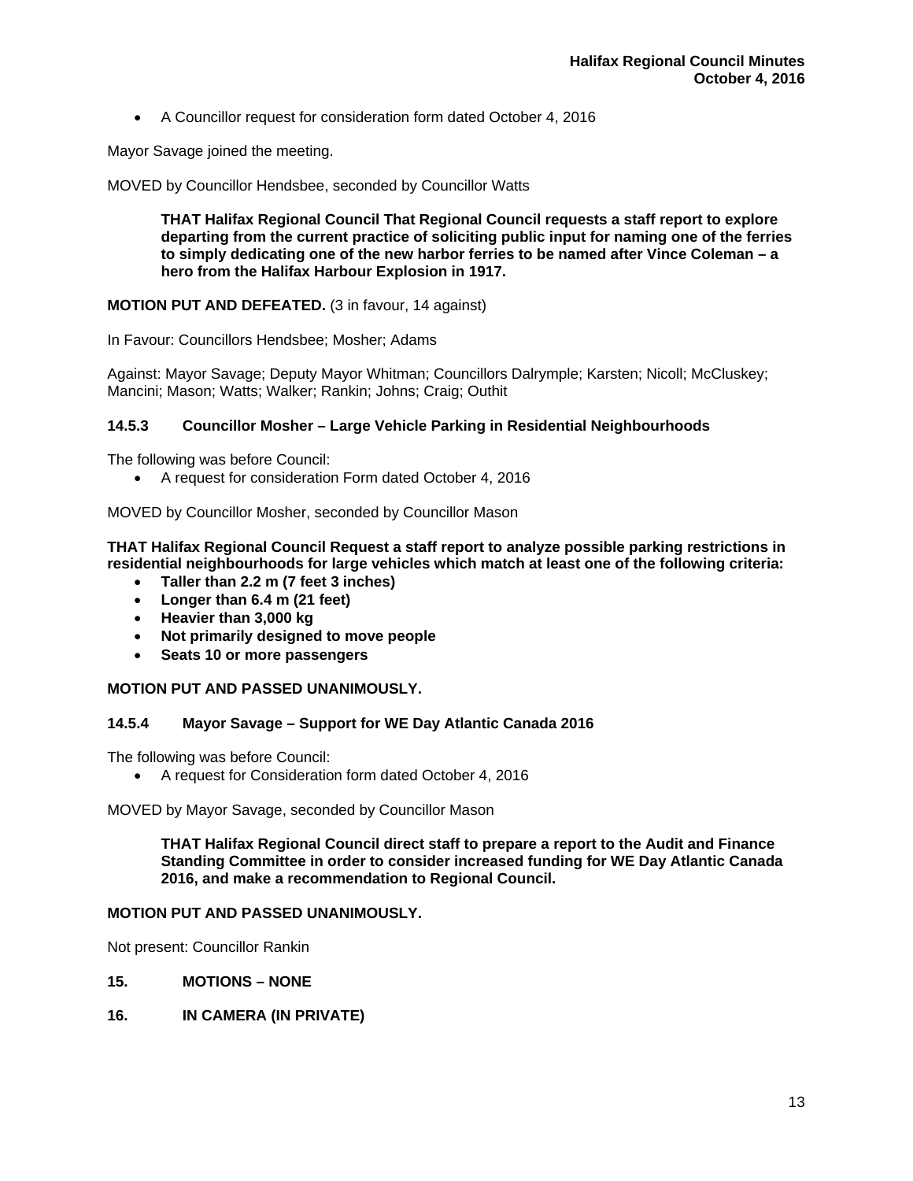- A Councillor request for consideration form dated October 4, 2016

Mayor Savage joined the meeting.

MOVED by Councillor Hendsbee, seconded by Councillor Watts

> **THAT Halifax Regional Council That Regional Council requests a staff report to explore departing from the current practice of soliciting public input for naming one of the ferries to simply dedicating one of the new harbor ferries to be named after Vince Coleman – a hero from the Halifax Harbour Explosion in 1917.**

**MOTION PUT AND DEFEATED.** (3 in favour, 14 against)

In Favour: Councillors Hendsbee; Mosher; Adams

Against: Mayor Savage; Deputy Mayor Whitman; Councillors Dalrymple; Karsten; Nicoll; McCluskey; Mancini; Mason; Watts; Walker; Rankin; Johns; Craig; Outhit

### 14.5.3 Councillor Mosher – Large Vehicle Parking in Residential Neighbourhoods

The following was before Council:

- A request for consideration Form dated October 4, 2016

MOVED by Councillor Mosher, seconded by Councillor Mason

**THAT Halifax Regional Council Request a staff report to analyze possible parking restrictions in residential neighbourhoods for large vehicles which match at least one of the following criteria:**

- **Taller than 2.2 m (7 feet 3 inches)**
- **Longer than 6.4 m (21 feet)**
- **Heavier than 3,000 kg**
- **Not primarily designed to move people**
- **Seats 10 or more passengers**

**MOTION PUT AND PASSED UNANIMOUSLY.**

### 14.5.4 Mayor Savage – Support for WE Day Atlantic Canada 2016

The following was before Council:

- A request for Consideration form dated October 4, 2016

MOVED by Mayor Savage, seconded by Councillor Mason

> **THAT Halifax Regional Council direct staff to prepare a report to the Audit and Finance Standing Committee in order to consider increased funding for WE Day Atlantic Canada 2016, and make a recommendation to Regional Council.**

**MOTION PUT AND PASSED UNANIMOUSLY.**

Not present: Councillor Rankin

## 15. MOTIONS – NONE

## 16. IN CAMERA (IN PRIVATE)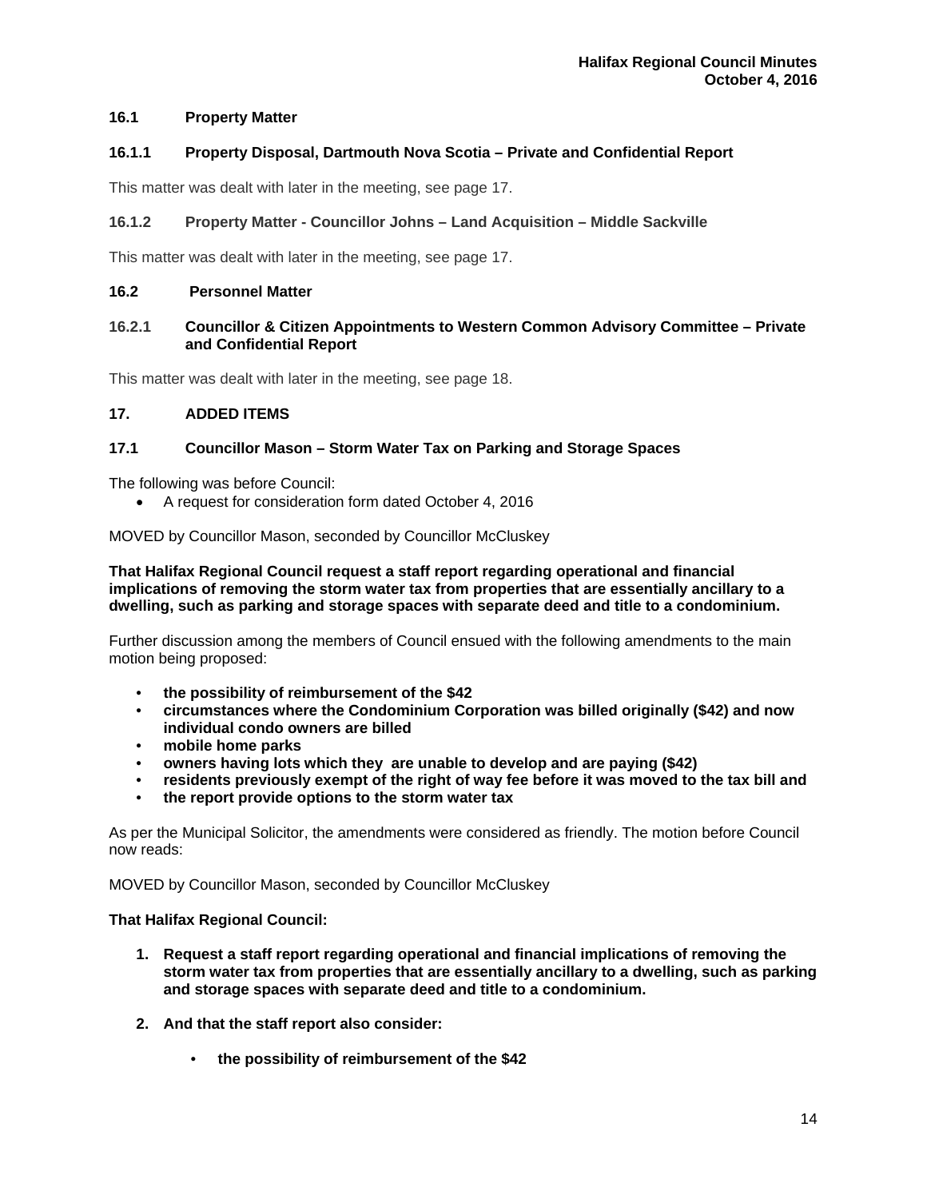### 16.1 Property Matter

#### 16.1.1 Property Disposal, Dartmouth Nova Scotia – Private and Confidential Report

This matter was dealt with later in the meeting, see page 17.

#### 16.1.2 Property Matter - Councillor Johns – Land Acquisition – Middle Sackville

This matter was dealt with later in the meeting, see page 17.

### 16.2 Personnel Matter

#### 16.2.1 Councillor & Citizen Appointments to Western Common Advisory Committee – Private and Confidential Report

This matter was dealt with later in the meeting, see page 18.

## 17. ADDED ITEMS

### 17.1 Councillor Mason – Storm Water Tax on Parking and Storage Spaces

The following was before Council:

- A request for consideration form dated October 4, 2016

MOVED by Councillor Mason, seconded by Councillor McCluskey

**That Halifax Regional Council request a staff report regarding operational and financial implications of removing the storm water tax from properties that are essentially ancillary to a dwelling, such as parking and storage spaces with separate deed and title to a condominium.**

Further discussion among the members of Council ensued with the following amendments to the main motion being proposed:

- **the possibility of reimbursement of the $42**
- **circumstances where the Condominium Corporation was billed originally ($42) and now individual condo owners are billed**
- **mobile home parks**
- **owners having lots which they are unable to develop and are paying ($42)**
- **residents previously exempt of the right of way fee before it was moved to the tax bill and**
- **the report provide options to the storm water tax**

As per the Municipal Solicitor, the amendments were considered as friendly. The motion before Council now reads:

MOVED by Councillor Mason, seconded by Councillor McCluskey

**That Halifax Regional Council:**

1. **Request a staff report regarding operational and financial implications of removing the storm water tax from properties that are essentially ancillary to a dwelling, such as parking and storage spaces with separate deed and title to a condominium.**

2. **And that the staff report also consider:**

    - **the possibility of reimbursement of the $42**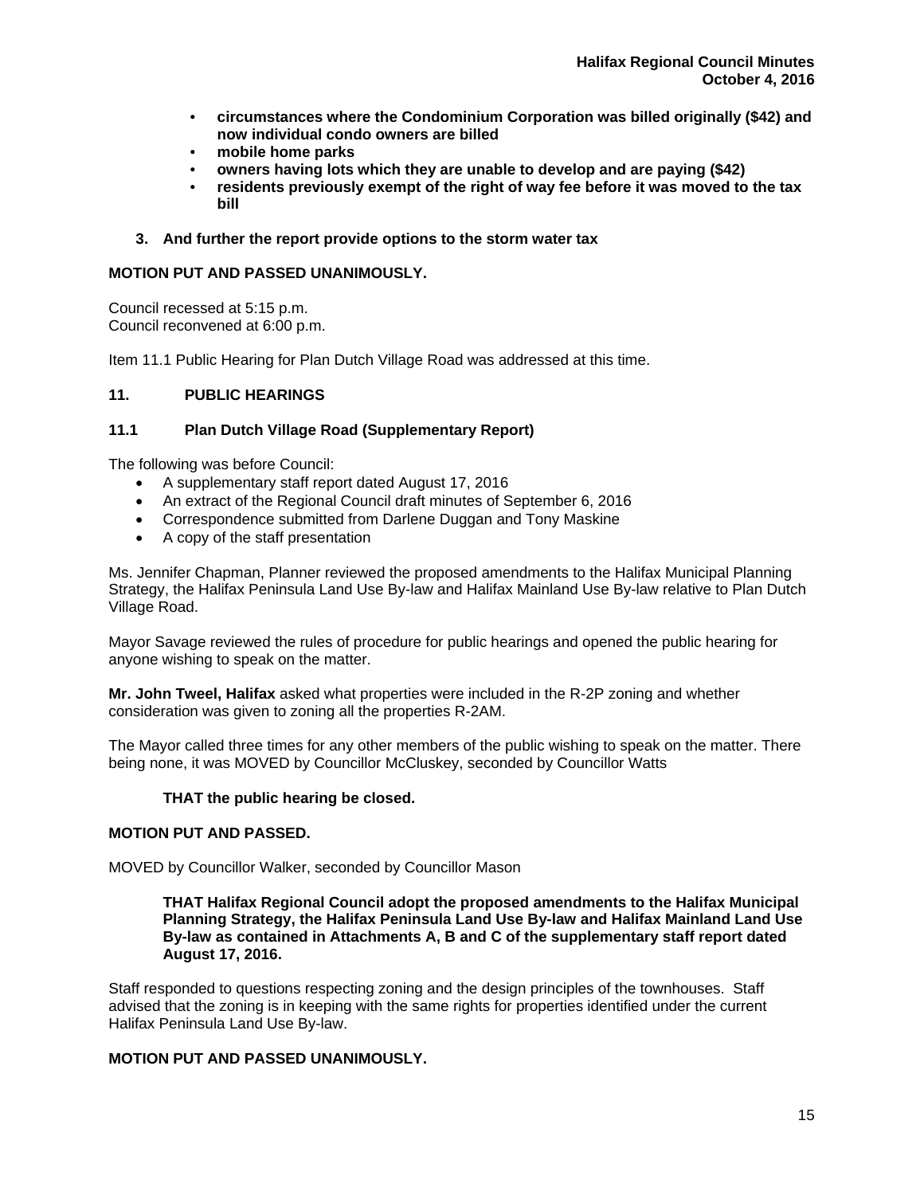- **circumstances where the Condominium Corporation was billed originally ($42) and now individual condo owners are billed**
- **mobile home parks**
- **owners having lots which they are unable to develop and are paying ($42)**
- **residents previously exempt of the right of way fee before it was moved to the tax bill**

**3. And further the report provide options to the storm water tax**

**MOTION PUT AND PASSED UNANIMOUSLY.**

Council recessed at 5:15 p.m.
Council reconvened at 6:00 p.m.

Item 11.1 Public Hearing for Plan Dutch Village Road was addressed at this time.

## 11. PUBLIC HEARINGS

### 11.1 Plan Dutch Village Road (Supplementary Report)

The following was before Council:

- A supplementary staff report dated August 17, 2016
- An extract of the Regional Council draft minutes of September 6, 2016
- Correspondence submitted from Darlene Duggan and Tony Maskine
- A copy of the staff presentation

Ms. Jennifer Chapman, Planner reviewed the proposed amendments to the Halifax Municipal Planning Strategy, the Halifax Peninsula Land Use By-law and Halifax Mainland Use By-law relative to Plan Dutch Village Road.

Mayor Savage reviewed the rules of procedure for public hearings and opened the public hearing for anyone wishing to speak on the matter.

**Mr. John Tweel, Halifax** asked what properties were included in the R-2P zoning and whether consideration was given to zoning all the properties R-2AM.

The Mayor called three times for any other members of the public wishing to speak on the matter. There being none, it was MOVED by Councillor McCluskey, seconded by Councillor Watts

**THAT the public hearing be closed.**

**MOTION PUT AND PASSED.**

MOVED by Councillor Walker, seconded by Councillor Mason

**THAT Halifax Regional Council adopt the proposed amendments to the Halifax Municipal Planning Strategy, the Halifax Peninsula Land Use By-law and Halifax Mainland Land Use By-law as contained in Attachments A, B and C of the supplementary staff report dated August 17, 2016.**

Staff responded to questions respecting zoning and the design principles of the townhouses. Staff advised that the zoning is in keeping with the same rights for properties identified under the current Halifax Peninsula Land Use By-law.

**MOTION PUT AND PASSED UNANIMOUSLY.**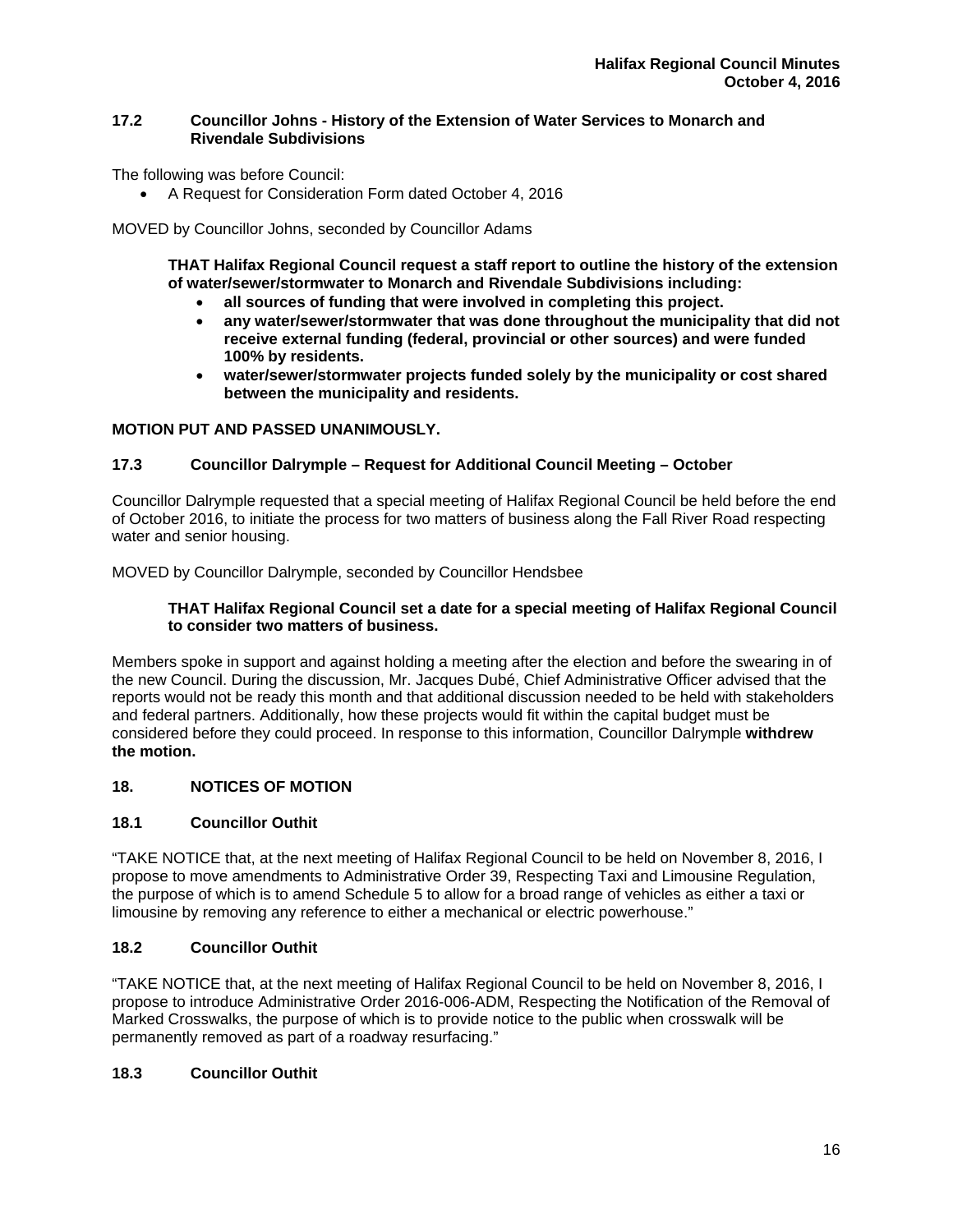### 17.2 Councillor Johns - History of the Extension of Water Services to Monarch and Rivendale Subdivisions

The following was before Council:

- A Request for Consideration Form dated October 4, 2016

MOVED by Councillor Johns, seconded by Councillor Adams

**THAT Halifax Regional Council request a staff report to outline the history of the extension of water/sewer/stormwater to Monarch and Rivendale Subdivisions including:**

- **all sources of funding that were involved in completing this project.**
- **any water/sewer/stormwater that was done throughout the municipality that did not receive external funding (federal, provincial or other sources) and were funded 100% by residents.**
- **water/sewer/stormwater projects funded solely by the municipality or cost shared between the municipality and residents.**

**MOTION PUT AND PASSED UNANIMOUSLY.**

### 17.3 Councillor Dalrymple – Request for Additional Council Meeting – October

Councillor Dalrymple requested that a special meeting of Halifax Regional Council be held before the end of October 2016, to initiate the process for two matters of business along the Fall River Road respecting water and senior housing.

MOVED by Councillor Dalrymple, seconded by Councillor Hendsbee

**THAT Halifax Regional Council set a date for a special meeting of Halifax Regional Council to consider two matters of business.**

Members spoke in support and against holding a meeting after the election and before the swearing in of the new Council. During the discussion, Mr. Jacques Dubé, Chief Administrative Officer advised that the reports would not be ready this month and that additional discussion needed to be held with stakeholders and federal partners. Additionally, how these projects would fit within the capital budget must be considered before they could proceed. In response to this information, Councillor Dalrymple **withdrew the motion.**

## 18. NOTICES OF MOTION

### 18.1 Councillor Outhit

"TAKE NOTICE that, at the next meeting of Halifax Regional Council to be held on November 8, 2016, I propose to move amendments to Administrative Order 39, Respecting Taxi and Limousine Regulation, the purpose of which is to amend Schedule 5 to allow for a broad range of vehicles as either a taxi or limousine by removing any reference to either a mechanical or electric powerhouse."

### 18.2 Councillor Outhit

"TAKE NOTICE that, at the next meeting of Halifax Regional Council to be held on November 8, 2016, I propose to introduce Administrative Order 2016-006-ADM, Respecting the Notification of the Removal of Marked Crosswalks, the purpose of which is to provide notice to the public when crosswalk will be permanently removed as part of a roadway resurfacing."

### 18.3 Councillor Outhit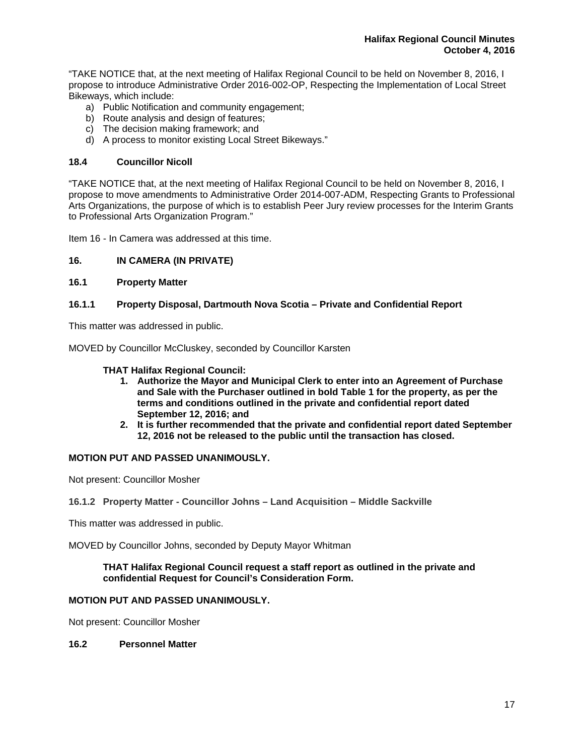"TAKE NOTICE that, at the next meeting of Halifax Regional Council to be held on November 8, 2016, I propose to introduce Administrative Order 2016-002-OP, Respecting the Implementation of Local Street Bikeways, which include:

a) Public Notification and community engagement;
b) Route analysis and design of features;
c) The decision making framework; and
d) A process to monitor existing Local Street Bikeways."

### 18.4 Councillor Nicoll

"TAKE NOTICE that, at the next meeting of Halifax Regional Council to be held on November 8, 2016, I propose to move amendments to Administrative Order 2014-007-ADM, Respecting Grants to Professional Arts Organizations, the purpose of which is to establish Peer Jury review processes for the Interim Grants to Professional Arts Organization Program."

Item 16 - In Camera was addressed at this time.

## 16. IN CAMERA (IN PRIVATE)

### 16.1 Property Matter

#### 16.1.1 Property Disposal, Dartmouth Nova Scotia – Private and Confidential Report

This matter was addressed in public.

MOVED by Councillor McCluskey, seconded by Councillor Karsten

**THAT Halifax Regional Council:**

1. **Authorize the Mayor and Municipal Clerk to enter into an Agreement of Purchase and Sale with the Purchaser outlined in bold Table 1 for the property, as per the terms and conditions outlined in the private and confidential report dated September 12, 2016; and**
2. **It is further recommended that the private and confidential report dated September 12, 2016 not be released to the public until the transaction has closed.**

**MOTION PUT AND PASSED UNANIMOUSLY.**

Not present: Councillor Mosher

#### 16.1.2 Property Matter - Councillor Johns – Land Acquisition – Middle Sackville

This matter was addressed in public.

MOVED by Councillor Johns, seconded by Deputy Mayor Whitman

**THAT Halifax Regional Council request a staff report as outlined in the private and confidential Request for Council's Consideration Form.**

**MOTION PUT AND PASSED UNANIMOUSLY.**

Not present: Councillor Mosher

### 16.2 Personnel Matter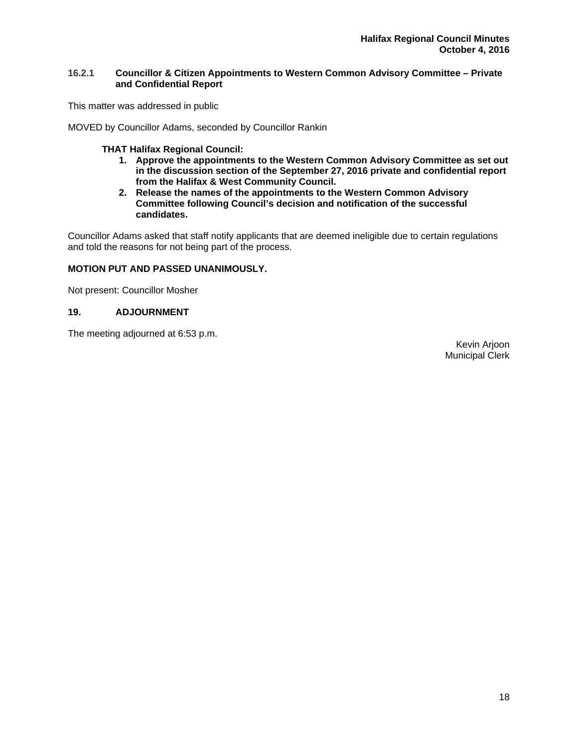### 16.2.1 Councillor & Citizen Appointments to Western Common Advisory Committee – Private and Confidential Report

This matter was addressed in public

MOVED by Councillor Adams, seconded by Councillor Rankin

**THAT Halifax Regional Council:**

1. **Approve the appointments to the Western Common Advisory Committee as set out in the discussion section of the September 27, 2016 private and confidential report from the Halifax & West Community Council.**
2. **Release the names of the appointments to the Western Common Advisory Committee following Council's decision and notification of the successful candidates.**

Councillor Adams asked that staff notify applicants that are deemed ineligible due to certain regulations and told the reasons for not being part of the process.

**MOTION PUT AND PASSED UNANIMOUSLY.**

Not present: Councillor Mosher

## 19. ADJOURNMENT

The meeting adjourned at 6:53 p.m.

Kevin Arjoon
Municipal Clerk